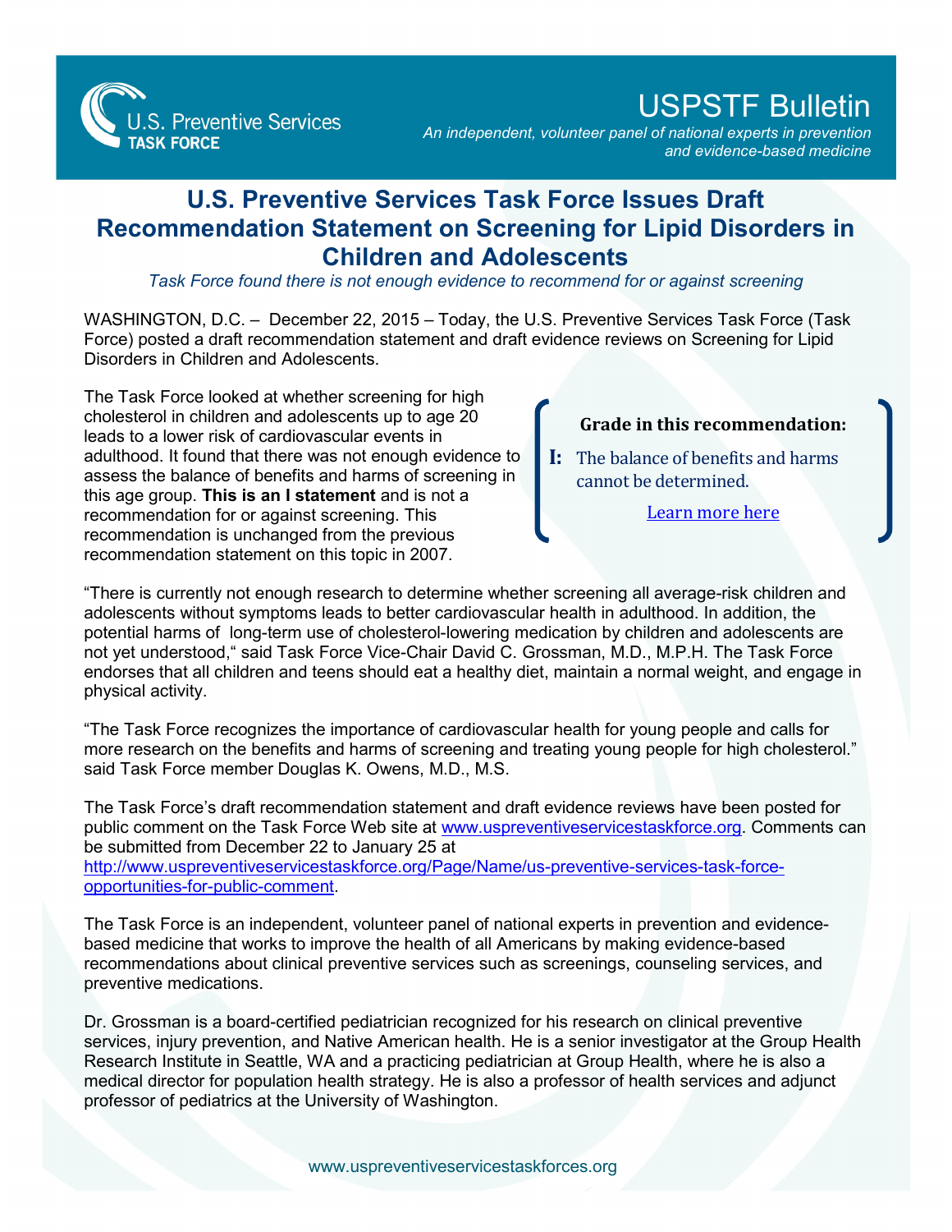U.S. Preventive Services TASK FORCE

# USPSTF Bulletin

*An independent, volunteer panel of national experts in prevention and evidence-based medicine*

## U.S. Preventive Services Task Force Issues Draft Recommendation Statement on Screening for Lipid Disorders in Children and Adolescents

*Task Force found there is not enough evidence to recommend for or against screening*

WASHINGTON, D.C. – December 22, 2015 – Today, the U.S. Preventive Services Task Force (Task Force) posted a draft recommendation statement and draft evidence reviews on Screening for Lipid Disorders in Children and Adolescents.

The Task Force looked at whether screening for high cholesterol in children and adolescents up to age 20 leads to a lower risk of cardiovascular events in adulthood. It found that there was not enough evidence to assess the balance of benefits and harms of screening in this age group. **This is an I statement** and is not a recommendation for or against screening. This recommendation is unchanged from the previous recommendation statement on this topic in 2007.

> **Grade in this recommendation:**
>
> **I:** The balance of benefits and harms cannot be determined.
>
> Learn more here

"There is currently not enough research to determine whether screening all average-risk children and adolescents without symptoms leads to better cardiovascular health in adulthood. In addition, the potential harms of long-term use of cholesterol-lowering medication by children and adolescents are not yet understood," said Task Force Vice-Chair David C. Grossman, M.D., M.P.H. The Task Force endorses that all children and teens should eat a healthy diet, maintain a normal weight, and engage in physical activity.

"The Task Force recognizes the importance of cardiovascular health for young people and calls for more research on the benefits and harms of screening and treating young people for high cholesterol." said Task Force member Douglas K. Owens, M.D., M.S.

The Task Force's draft recommendation statement and draft evidence reviews have been posted for public comment on the Task Force Web site at www.uspreventiveservicestaskforce.org. Comments can be submitted from December 22 to January 25 at http://www.uspreventiveservicestaskforce.org/Page/Name/us-preventive-services-task-force-opportunities-for-public-comment.

The Task Force is an independent, volunteer panel of national experts in prevention and evidence-based medicine that works to improve the health of all Americans by making evidence-based recommendations about clinical preventive services such as screenings, counseling services, and preventive medications.

Dr. Grossman is a board-certified pediatrician recognized for his research on clinical preventive services, injury prevention, and Native American health. He is a senior investigator at the Group Health Research Institute in Seattle, WA and a practicing pediatrician at Group Health, where he is also a medical director for population health strategy. He is also a professor of health services and adjunct professor of pediatrics at the University of Washington.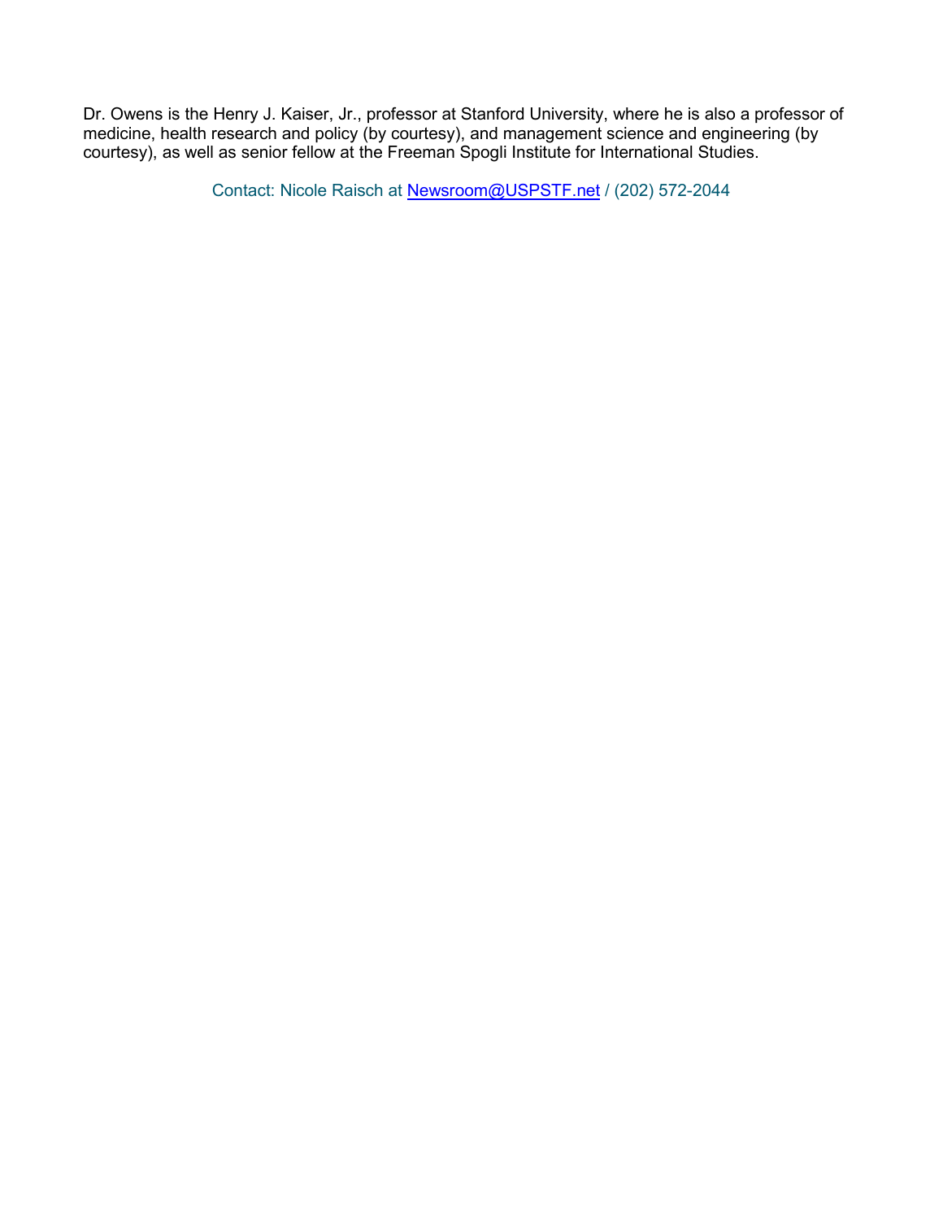Dr. Owens is the Henry J. Kaiser, Jr., professor at Stanford University, where he is also a professor of medicine, health research and policy (by courtesy), and management science and engineering (by courtesy), as well as senior fellow at the Freeman Spogli Institute for International Studies.

Contact: Nicole Raisch at Newsroom@USPSTF.net / (202) 572-2044